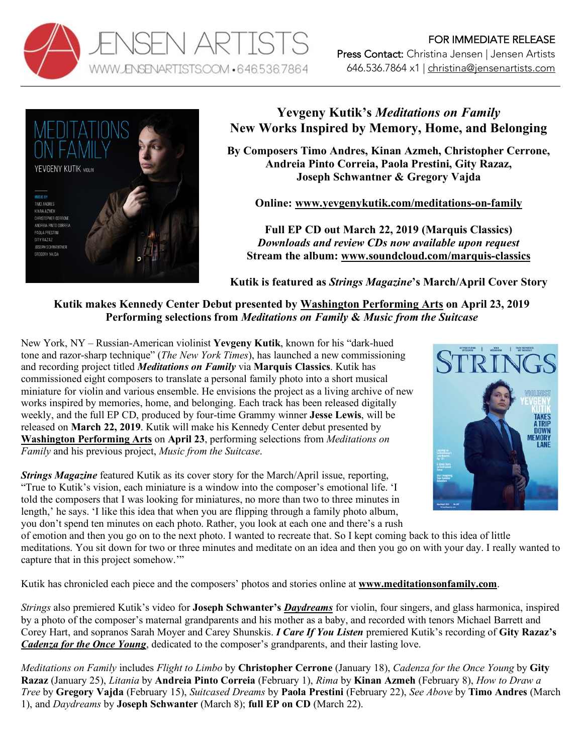JENSEN ARTISTS
WWW.JENSENARTISTS.COM • 646.536.7864

FOR IMMEDIATE RELEASE
Press Contact: Christina Jensen | Jensen Artists
646.536.7864 x1 | christina@jensenartists.com

# Yevgeny Kutik's *Meditations on Family*
# New Works Inspired by Memory, Home, and Belonging

**By Composers Timo Andres, Kinan Azmeh, Christopher Cerrone, Andreia Pinto Correia, Paola Prestini, Gity Razaz, Joseph Schwantner & Gregory Vajda**

**Online: www.yevgenykutik.com/meditations-on-family**

**Full EP CD out March 22, 2019 (Marquis Classics)**
***Downloads and review CDs now available upon request***
**Stream the album: www.soundcloud.com/marquis-classics**

**Kutik is featured as *Strings Magazine*'s March/April Cover Story**

**Kutik makes Kennedy Center Debut presented by Washington Performing Arts on April 23, 2019**
**Performing selections from *Meditations on Family* & *Music from the Suitcase***

New York, NY – Russian-American violinist **Yevgeny Kutik**, known for his "dark-hued tone and razor-sharp technique" (*The New York Times*), has launched a new commissioning and recording project titled ***Meditations on Family*** via **Marquis Classics**. Kutik has commissioned eight composers to translate a personal family photo into a short musical miniature for violin and various ensemble. He envisions the project as a living archive of new works inspired by memories, home, and belonging. Each track has been released digitally weekly, and the full EP CD, produced by four-time Grammy winner **Jesse Lewis**, will be released on **March 22, 2019**. Kutik will make his Kennedy Center debut presented by **Washington Performing Arts** on **April 23**, performing selections from *Meditations on Family* and his previous project, *Music from the Suitcase*.

***Strings Magazine*** featured Kutik as its cover story for the March/April issue, reporting, "True to Kutik's vision, each miniature is a window into the composer's emotional life. 'I told the composers that I was looking for miniatures, no more than two to three minutes in length,' he says. 'I like this idea that when you are flipping through a family photo album, you don't spend ten minutes on each photo. Rather, you look at each one and there's a rush of emotion and then you go on to the next photo. I wanted to recreate that. So I kept coming back to this idea of little meditations. You sit down for two or three minutes and meditate on an idea and then you go on with your day. I really wanted to capture that in this project somehow.'"

Kutik has chronicled each piece and the composers' photos and stories online at **www.meditationsonfamily.com**.

*Strings* also premiered Kutik's video for **Joseph Schwanter's *Daydreams*** for violin, four singers, and glass harmonica, inspired by a photo of the composer's maternal grandparents and his mother as a baby, and recorded with tenors Michael Barrett and Corey Hart, and sopranos Sarah Moyer and Carey Shunskis. ***I Care If You Listen*** premiered Kutik's recording of **Gity Razaz's *Cadenza for the Once Young***, dedicated to the composer's grandparents, and their lasting love.

*Meditations on Family* includes *Flight to Limbo* by **Christopher Cerrone** (January 18), *Cadenza for the Once Young* by **Gity Razaz** (January 25), *Litania* by **Andreia Pinto Correia** (February 1), *Rima* by **Kinan Azmeh** (February 8), *How to Draw a Tree* by **Gregory Vajda** (February 15), *Suitcased Dreams* by **Paola Prestini** (February 22), *See Above* by **Timo Andres** (March 1), and *Daydreams* by **Joseph Schwanter** (March 8); **full EP on CD** (March 22).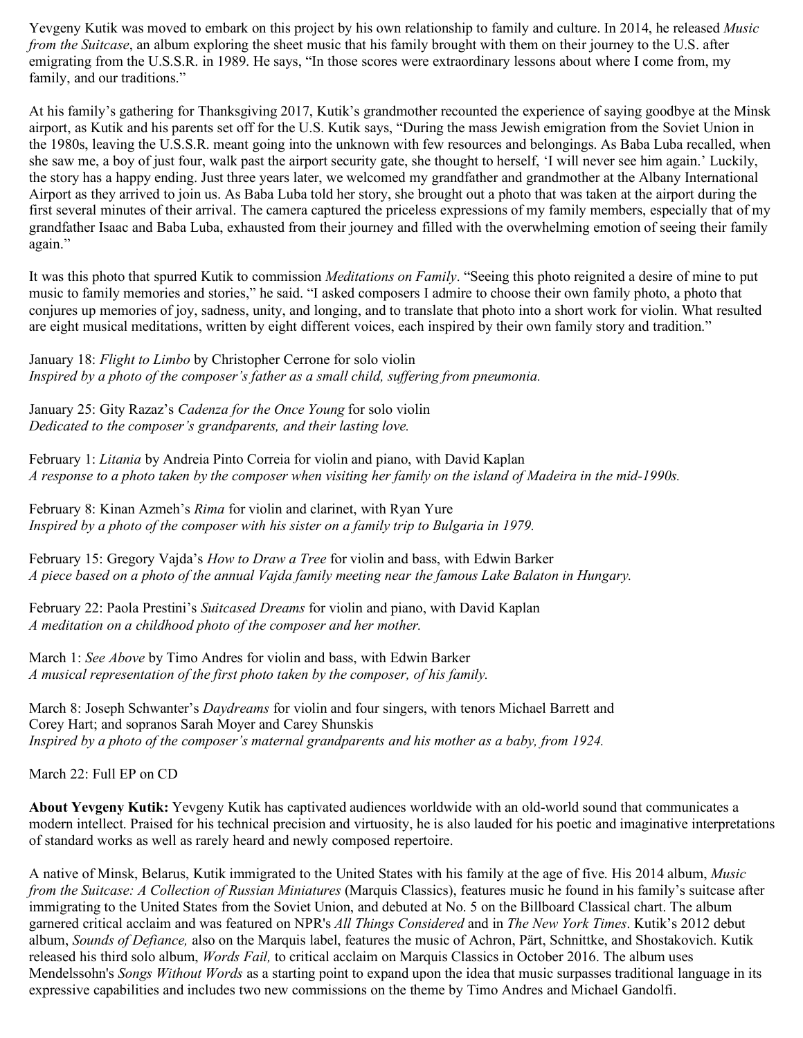Yevgeny Kutik was moved to embark on this project by his own relationship to family and culture. In 2014, he released *Music from the Suitcase*, an album exploring the sheet music that his family brought with them on their journey to the U.S. after emigrating from the U.S.S.R. in 1989. He says, "In those scores were extraordinary lessons about where I come from, my family, and our traditions."

At his family's gathering for Thanksgiving 2017, Kutik's grandmother recounted the experience of saying goodbye at the Minsk airport, as Kutik and his parents set off for the U.S. Kutik says, "During the mass Jewish emigration from the Soviet Union in the 1980s, leaving the U.S.S.R. meant going into the unknown with few resources and belongings. As Baba Luba recalled, when she saw me, a boy of just four, walk past the airport security gate, she thought to herself, 'I will never see him again.' Luckily, the story has a happy ending. Just three years later, we welcomed my grandfather and grandmother at the Albany International Airport as they arrived to join us. As Baba Luba told her story, she brought out a photo that was taken at the airport during the first several minutes of their arrival. The camera captured the priceless expressions of my family members, especially that of my grandfather Isaac and Baba Luba, exhausted from their journey and filled with the overwhelming emotion of seeing their family again."

It was this photo that spurred Kutik to commission *Meditations on Family*. "Seeing this photo reignited a desire of mine to put music to family memories and stories," he said. "I asked composers I admire to choose their own family photo, a photo that conjures up memories of joy, sadness, unity, and longing, and to translate that photo into a short work for violin. What resulted are eight musical meditations, written by eight different voices, each inspired by their own family story and tradition."

January 18: *Flight to Limbo* by Christopher Cerrone for solo violin
*Inspired by a photo of the composer's father as a small child, suffering from pneumonia.*

January 25: Gity Razaz's *Cadenza for the Once Young* for solo violin
*Dedicated to the composer's grandparents, and their lasting love.*

February 1: *Litania* by Andreia Pinto Correia for violin and piano, with David Kaplan
*A response to a photo taken by the composer when visiting her family on the island of Madeira in the mid-1990s.*

February 8: Kinan Azmeh's *Rima* for violin and clarinet, with Ryan Yure
*Inspired by a photo of the composer with his sister on a family trip to Bulgaria in 1979.*

February 15: Gregory Vajda's *How to Draw a Tree* for violin and bass, with Edwin Barker
*A piece based on a photo of the annual Vajda family meeting near the famous Lake Balaton in Hungary.*

February 22: Paola Prestini's *Suitcased Dreams* for violin and piano, with David Kaplan
*A meditation on a childhood photo of the composer and her mother.*

March 1: *See Above* by Timo Andres for violin and bass, with Edwin Barker
*A musical representation of the first photo taken by the composer, of his family.*

March 8: Joseph Schwanter's *Daydreams* for violin and four singers, with tenors Michael Barrett and Corey Hart; and sopranos Sarah Moyer and Carey Shunskis
*Inspired by a photo of the composer's maternal grandparents and his mother as a baby, from 1924.*

March 22: Full EP on CD

**About Yevgeny Kutik:** Yevgeny Kutik has captivated audiences worldwide with an old-world sound that communicates a modern intellect. Praised for his technical precision and virtuosity, he is also lauded for his poetic and imaginative interpretations of standard works as well as rarely heard and newly composed repertoire.

A native of Minsk, Belarus, Kutik immigrated to the United States with his family at the age of five. His 2014 album, *Music from the Suitcase: A Collection of Russian Miniatures* (Marquis Classics), features music he found in his family's suitcase after immigrating to the United States from the Soviet Union, and debuted at No. 5 on the Billboard Classical chart. The album garnered critical acclaim and was featured on NPR's *All Things Considered* and in *The New York Times*. Kutik's 2012 debut album, *Sounds of Defiance,* also on the Marquis label, features the music of Achron, Pärt, Schnittke, and Shostakovich. Kutik released his third solo album, *Words Fail,* to critical acclaim on Marquis Classics in October 2016. The album uses Mendelssohn's *Songs Without Words* as a starting point to expand upon the idea that music surpasses traditional language in its expressive capabilities and includes two new commissions on the theme by Timo Andres and Michael Gandolfi.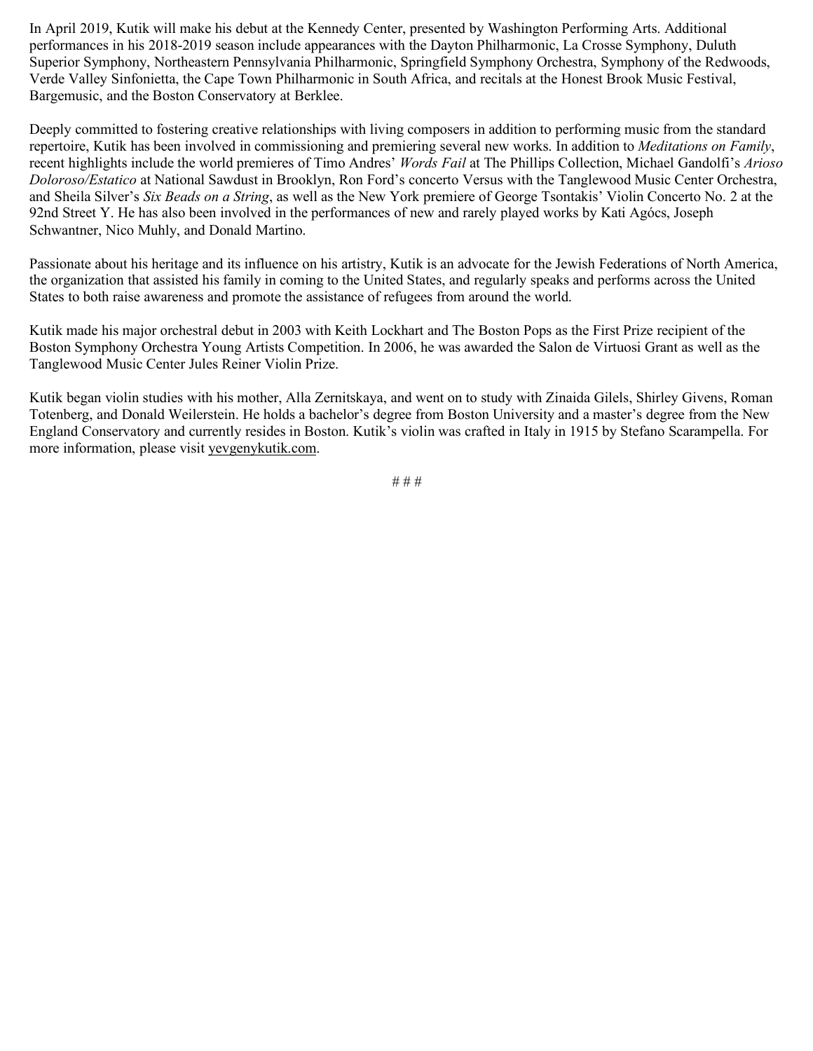In April 2019, Kutik will make his debut at the Kennedy Center, presented by Washington Performing Arts. Additional performances in his 2018-2019 season include appearances with the Dayton Philharmonic, La Crosse Symphony, Duluth Superior Symphony, Northeastern Pennsylvania Philharmonic, Springfield Symphony Orchestra, Symphony of the Redwoods, Verde Valley Sinfonietta, the Cape Town Philharmonic in South Africa, and recitals at the Honest Brook Music Festival, Bargemusic, and the Boston Conservatory at Berklee.

Deeply committed to fostering creative relationships with living composers in addition to performing music from the standard repertoire, Kutik has been involved in commissioning and premiering several new works. In addition to *Meditations on Family*, recent highlights include the world premieres of Timo Andres' *Words Fail* at The Phillips Collection, Michael Gandolfi's *Arioso Doloroso/Estatico* at National Sawdust in Brooklyn, Ron Ford's concerto Versus with the Tanglewood Music Center Orchestra, and Sheila Silver's *Six Beads on a String*, as well as the New York premiere of George Tsontakis' Violin Concerto No. 2 at the 92nd Street Y. He has also been involved in the performances of new and rarely played works by Kati Agócs, Joseph Schwantner, Nico Muhly, and Donald Martino.

Passionate about his heritage and its influence on his artistry, Kutik is an advocate for the Jewish Federations of North America, the organization that assisted his family in coming to the United States, and regularly speaks and performs across the United States to both raise awareness and promote the assistance of refugees from around the world.

Kutik made his major orchestral debut in 2003 with Keith Lockhart and The Boston Pops as the First Prize recipient of the Boston Symphony Orchestra Young Artists Competition. In 2006, he was awarded the Salon de Virtuosi Grant as well as the Tanglewood Music Center Jules Reiner Violin Prize.

Kutik began violin studies with his mother, Alla Zernitskaya, and went on to study with Zinaida Gilels, Shirley Givens, Roman Totenberg, and Donald Weilerstein. He holds a bachelor's degree from Boston University and a master's degree from the New England Conservatory and currently resides in Boston. Kutik's violin was crafted in Italy in 1915 by Stefano Scarampella. For more information, please visit yevgenykutik.com.

# # #